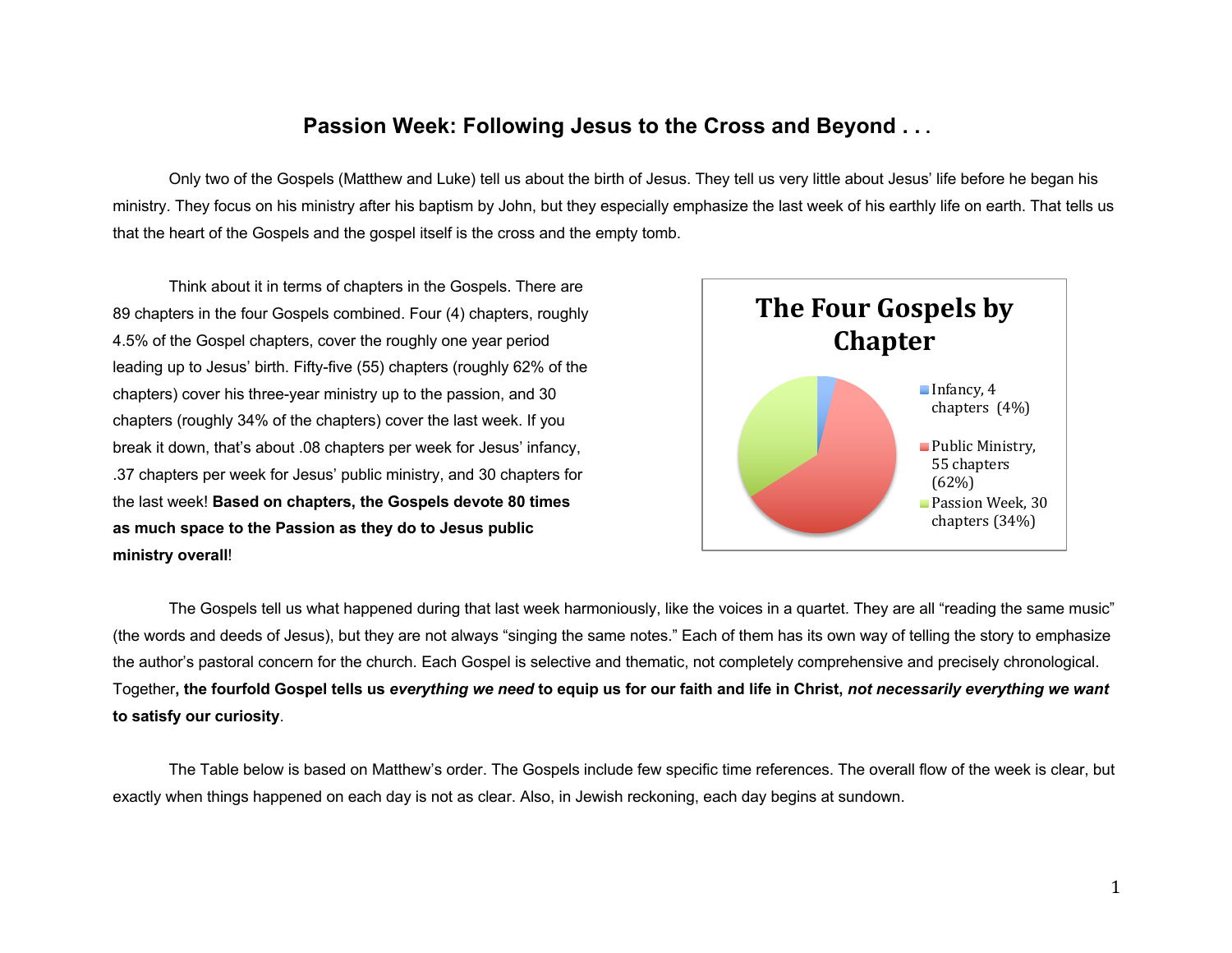# Passion Week: Following Jesus to the Cross and Beyond . . .

Only two of the Gospels (Matthew and Luke) tell us about the birth of Jesus. They tell us very little about Jesus' life before he began his ministry. They focus on his ministry after his baptism by John, but they especially emphasize the last week of his earthly life on earth. That tells us that the heart of the Gospels and the gospel itself is the cross and the empty tomb.

Think about it in terms of chapters in the Gospels. There are 89 chapters in the four Gospels combined. Four (4) chapters, roughly 4.5% of the Gospel chapters, cover the roughly one year period leading up to Jesus' birth. Fifty-five (55) chapters (roughly 62% of the chapters) cover his three-year ministry up to the passion, and 30 chapters (roughly 34% of the chapters) cover the last week. If you break it down, that's about .08 chapters per week for Jesus' infancy, .37 chapters per week for Jesus' public ministry, and 30 chapters for the last week! **Based on chapters, the Gospels devote 80 times as much space to the Passion as they do to Jesus public ministry overall**!

**The Four Gospels by Chapter**

- Infancy, 4 chapters (4%)
- Public Ministry, 55 chapters (62%)
- Passion Week, 30 chapters (34%)

The Gospels tell us what happened during that last week harmoniously, like the voices in a quartet. They are all "reading the same music" (the words and deeds of Jesus), but they are not always "singing the same notes." Each of them has its own way of telling the story to emphasize the author's pastoral concern for the church. Each Gospel is selective and thematic, not completely comprehensive and precisely chronological. Together**, the fourfold Gospel tells us *everything we need* to equip us for our faith and life in Christ, *not necessarily everything we want* to satisfy our curiosity**.

The Table below is based on Matthew's order. The Gospels include few specific time references. The overall flow of the week is clear, but exactly when things happened on each day is not as clear. Also, in Jewish reckoning, each day begins at sundown.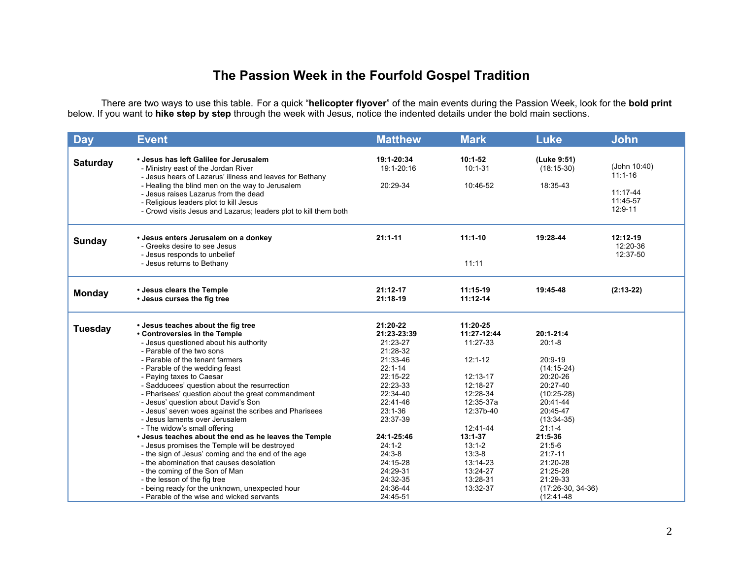# The Passion Week in the Fourfold Gospel Tradition

There are two ways to use this table. For a quick "**helicopter flyover**" of the main events during the Passion Week, look for the **bold print** below. If you want to **hike step by step** through the week with Jesus, notice the indented details under the bold main sections.

| Day | Event | Matthew | Mark | Luke | John |
|---|---|---|---|---|---|
| **Saturday** | **• Jesus has left Galilee for Jerusalem** | **19:1-20:34** | **10:1-52** | **(Luke 9:51)** | |
| | - Ministry east of the Jordan River | 19:1-20:16 | 10:1-31 | (18:15-30) | (John 10:40) |
| | - Jesus hears of Lazarus' illness and leaves for Bethany | | | | 11:1-16 |
| | - Healing the blind men on the way to Jerusalem | 20:29-34 | 10:46-52 | 18:35-43 | |
| | - Jesus raises Lazarus from the dead | | | | 11:17-44 |
| | - Religious leaders plot to kill Jesus | | | | 11:45-57 |
| | - Crowd visits Jesus and Lazarus; leaders plot to kill them both | | | | 12:9-11 |
| **Sunday** | **• Jesus enters Jerusalem on a donkey** | **21:1-11** | **11:1-10** | **19:28-44** | **12:12-19** |
| | - Greeks desire to see Jesus | | | | 12:20-36 |
| | - Jesus responds to unbelief | | | | 12:37-50 |
| | - Jesus returns to Bethany | | 11:11 | | |
| **Monday** | **• Jesus clears the Temple** | **21:12-17** | **11:15-19** | **19:45-48** | **(2:13-22)** |
| | **• Jesus curses the fig tree** | **21:18-19** | **11:12-14** | | |
| **Tuesday** | **• Jesus teaches about the fig tree** | **21:20-22** | **11:20-25** | | |
| | **• Controversies in the Temple** | **21:23-23:39** | **11:27-12:44** | **20:1-21:4** | |
| | - Jesus questioned about his authority | 21:23-27 | 11:27-33 | 20:1-8 | |
| | - Parable of the two sons | 21:28-32 | | | |
| | - Parable of the tenant farmers | 21:33-46 | 12:1-12 | 20:9-19 | |
| | - Parable of the wedding feast | 22:1-14 | | (14:15-24) | |
| | - Paying taxes to Caesar | 22:15-22 | 12:13-17 | 20:20-26 | |
| | - Sadducees' question about the resurrection | 22:23-33 | 12:18-27 | 20:27-40 | |
| | - Pharisees' question about the great commandment | 22:34-40 | 12:28-34 | (10:25-28) | |
| | - Jesus' question about David's Son | 22:41-46 | 12:35-37a | 20:41-44 | |
| | - Jesus' seven woes against the scribes and Pharisees | 23:1-36 | 12:37b-40 | 20:45-47 | |
| | - Jesus laments over Jerusalem | 23:37-39 | | (13:34-35) | |
| | - The widow's small offering | | 12:41-44 | 21:1-4 | |
| | **• Jesus teaches about the end as he leaves the Temple** | **24:1-25:46** | **13:1-37** | **21:5-36** | |
| | - Jesus promises the Temple will be destroyed | 24:1-2 | 13:1-2 | 21:5-6 | |
| | - the sign of Jesus' coming and the end of the age | 24:3-8 | 13:3-8 | 21:7-11 | |
| | - the abomination that causes desolation | 24:15-28 | 13:14-23 | 21:20-28 | |
| | - the coming of the Son of Man | 24:29-31 | 13:24-27 | 21:25-28 | |
| | - the lesson of the fig tree | 24:32-35 | 13:28-31 | 21:29-33 | |
| | - being ready for the unknown, unexpected hour | 24:36-44 | 13:32-37 | (17:26-30, 34-36) | |
| | - Parable of the wise and wicked servants | 24:45-51 | | (12:41-48 | |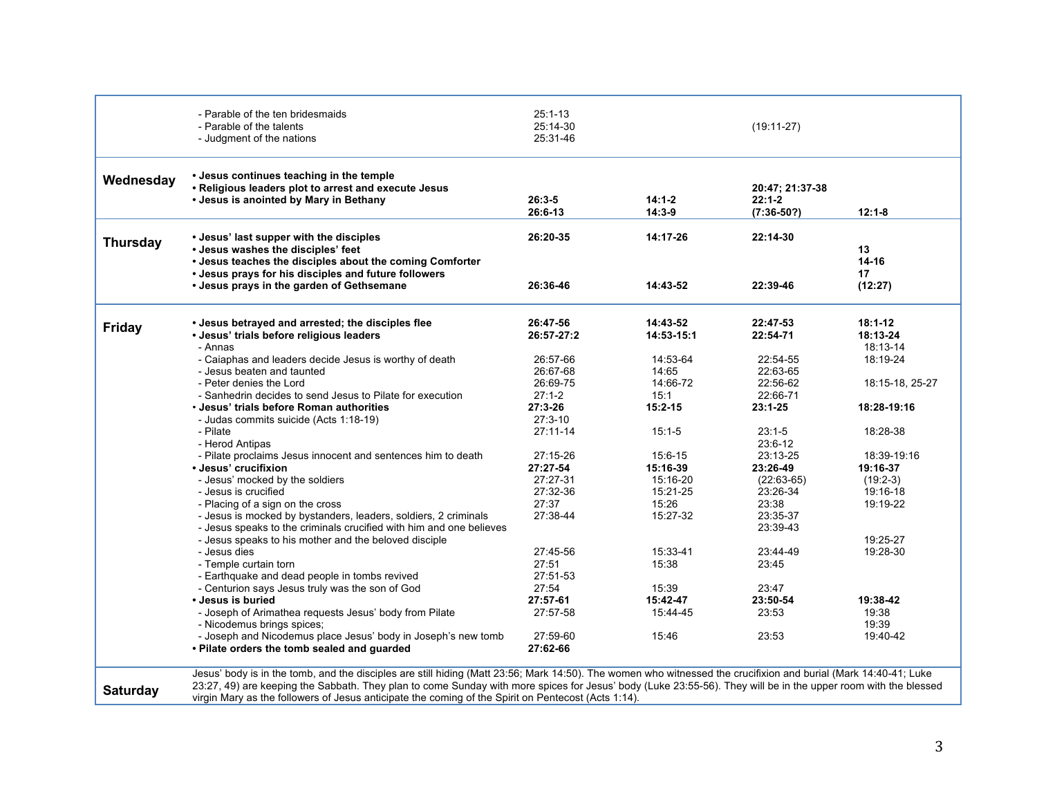| Day | Event | Matthew | Mark | Luke | John |
|---|---|---|---|---|---|
| | - Parable of the ten bridesmaids | 25:1-13 | | | |
| | - Parable of the talents | 25:14-30 | | (19:11-27) | |
| | - Judgment of the nations | 25:31-46 | | | |
| **Wednesday** | **• Jesus continues teaching in the temple** | | | | |
| | **• Religious leaders plot to arrest and execute Jesus** | | | **20:47; 21:37-38** | |
| | **• Jesus is anointed by Mary in Bethany** | **26:3-5** | **14:1-2** | **22:1-2** | |
| | | **26:6-13** | **14:3-9** | **(7:36-50?)** | **12:1-8** |
| **Thursday** | **• Jesus' last supper with the disciples** | **26:20-35** | **14:17-26** | **22:14-30** | |
| | **• Jesus washes the disciples' feet** | | | | **13** |
| | **• Jesus teaches the disciples about the coming Comforter** | | | | **14-16** |
| | **• Jesus prays for his disciples and future followers** | | | | **17** |
| | **• Jesus prays in the garden of Gethsemane** | **26:36-46** | **14:43-52** | **22:39-46** | **(12:27)** |
| **Friday** | **• Jesus betrayed and arrested; the disciples flee** | **26:47-56** | **14:43-52** | **22:47-53** | **18:1-12** |
| | **• Jesus' trials before religious leaders** | **26:57-27:2** | **14:53-15:1** | **22:54-71** | **18:13-24** |
| | - Annas | | | | 18:13-14 |
| | - Caiaphas and leaders decide Jesus is worthy of death | 26:57-66 | 14:53-64 | 22:54-55 | 18:19-24 |
| | - Jesus beaten and taunted | 26:67-68 | 14:65 | 22:63-65 | |
| | - Peter denies the Lord | 26:69-75 | 14:66-72 | 22:56-62 | 18:15-18, 25-27 |
| | - Sanhedrin decides to send Jesus to Pilate for execution | 27:1-2 | 15:1 | 22:66-71 | |
| | **• Jesus' trials before Roman authorities** | **27:3-26** | **15:2-15** | **23:1-25** | **18:28-19:16** |
| | - Judas commits suicide (Acts 1:18-19) | 27:3-10 | | | |
| | - Pilate | 27:11-14 | 15:1-5 | 23:1-5 | 18:28-38 |
| | - Herod Antipas | | | 23:6-12 | |
| | - Pilate proclaims Jesus innocent and sentences him to death | 27:15-26 | 15:6-15 | 23:13-25 | 18:39-19:16 |
| | **• Jesus' crucifixion** | **27:27-54** | **15:16-39** | **23:26-49** | **19:16-37** |
| | - Jesus' mocked by the soldiers | 27:27-31 | 15:16-20 | (22:63-65) | (19:2-3) |
| | - Jesus is crucified | 27:32-36 | 15:21-25 | 23:26-34 | 19:16-18 |
| | - Placing of a sign on the cross | 27:37 | 15:26 | 23:38 | 19:19-22 |
| | - Jesus is mocked by bystanders, leaders, soldiers, 2 criminals | 27:38-44 | 15:27-32 | 23:35-37 | |
| | - Jesus speaks to the criminals crucified with him and one believes | | | 23:39-43 | |
| | - Jesus speaks to his mother and the beloved disciple | | | | 19:25-27 |
| | - Jesus dies | 27:45-56 | 15:33-41 | 23:44-49 | 19:28-30 |
| | - Temple curtain torn | 27:51 | 15:38 | 23:45 | |
| | - Earthquake and dead people in tombs revived | 27:51-53 | | | |
| | - Centurion says Jesus truly was the son of God | 27:54 | 15:39 | 23:47 | |
| | **• Jesus is buried** | **27:57-61** | **15:42-47** | **23:50-54** | **19:38-42** |
| | - Joseph of Arimathea requests Jesus' body from Pilate | 27:57-58 | 15:44-45 | 23:53 | 19:38 |
| | - Nicodemus brings spices; | | | | 19:39 |
| | - Joseph and Nicodemus place Jesus' body in Joseph's new tomb | 27:59-60 | 15:46 | 23:53 | 19:40-42 |
| | **• Pilate orders the tomb sealed and guarded** | **27:62-66** | | | |
| **Saturday** | Jesus' body is in the tomb, and the disciples are still hiding (Matt 23:56; Mark 14:50). The women who witnessed the crucifixion and burial (Mark 14:40-41; Luke 23:27, 49) are keeping the Sabbath. They plan to come Sunday with more spices for Jesus' body (Luke 23:55-56). They will be in the upper room with the blessed virgin Mary as the followers of Jesus anticipate the coming of the Spirit on Pentecost (Acts 1:14). | | | | |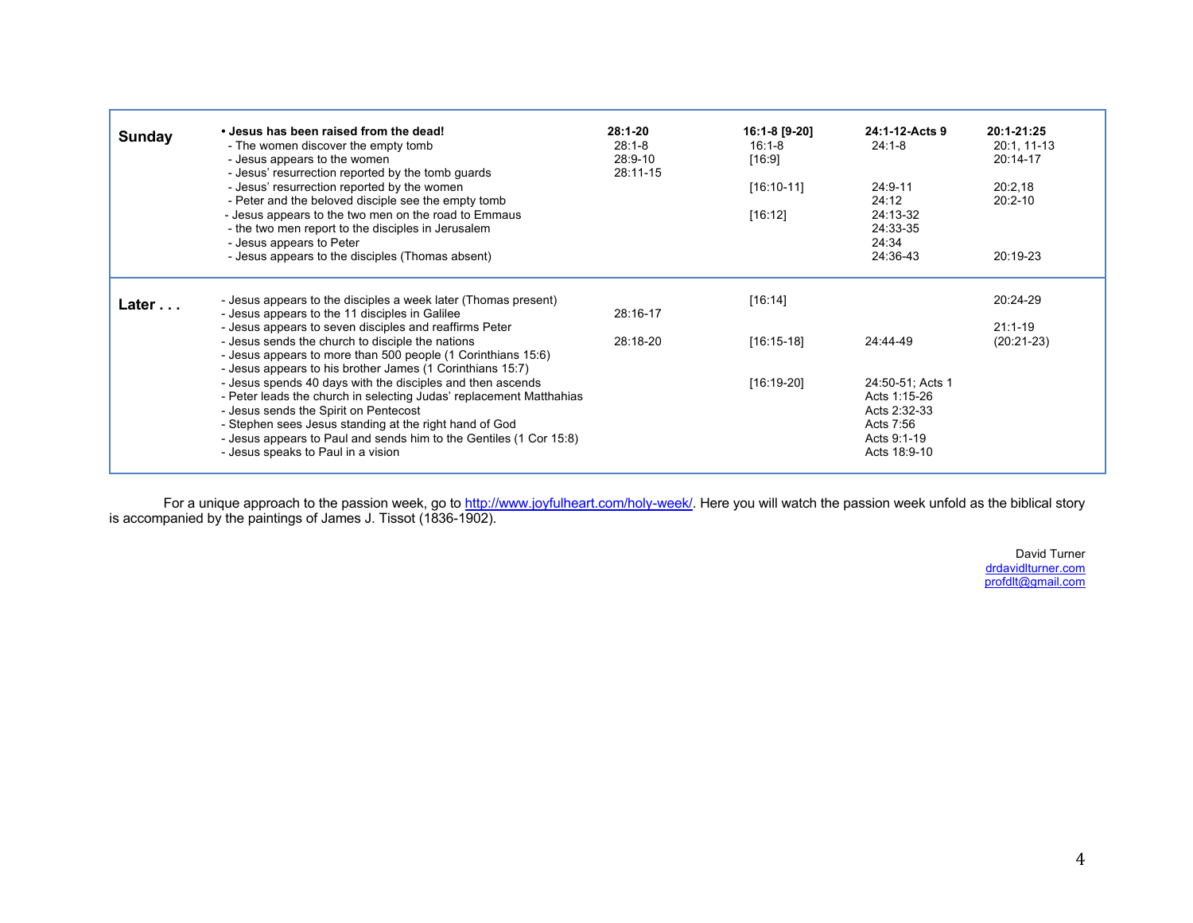| | | | | | |
|---|---|---|---|---|---|
| **Sunday** | **• Jesus has been raised from the dead!** | **28:1-20** | **16:1-8 [9-20]** | **24:1-12-Acts 9** | **20:1-21:25** |
| | - The women discover the empty tomb | 28:1-8 | 16:1-8 | 24:1-8 | 20:1, 11-13 |
| | - Jesus appears to the women | 28:9-10 | [16:9] | | 20:14-17 |
| | - Jesus' resurrection reported by the tomb guards | 28:11-15 | | | |
| | - Jesus' resurrection reported by the women | | [16:10-11] | 24:9-11 | 20:2,18 |
| | - Peter and the beloved disciple see the empty tomb | | | 24:12 | 20:2-10 |
| | - Jesus appears to the two men on the road to Emmaus | | [16:12] | 24:13-32 | |
| | - the two men report to the disciples in Jerusalem | | | 24:33-35 | |
| | - Jesus appears to Peter | | | 24:34 | |
| | - Jesus appears to the disciples (Thomas absent) | | | 24:36-43 | 20:19-23 |
| **Later . . .** | - Jesus appears to the disciples a week later (Thomas present) | | [16:14] | | 20:24-29 |
| | - Jesus appears to the 11 disciples in Galilee | 28:16-17 | | | |
| | - Jesus appears to seven disciples and reaffirms Peter | | | | 21:1-19 |
| | - Jesus sends the church to disciple the nations | 28:18-20 | [16:15-18] | 24:44-49 | (20:21-23) |
| | - Jesus appears to more than 500 people (1 Corinthians 15:6) | | | | |
| | - Jesus appears to his brother James (1 Corinthians 15:7) | | | | |
| | - Jesus spends 40 days with the disciples and then ascends | | [16:19-20] | 24:50-51; Acts 1 | |
| | - Peter leads the church in selecting Judas' replacement Matthahias | | | Acts 1:15-26 | |
| | - Jesus sends the Spirit on Pentecost | | | Acts 2:32-33 | |
| | - Stephen sees Jesus standing at the right hand of God | | | Acts 7:56 | |
| | - Jesus appears to Paul and sends him to the Gentiles (1 Cor 15:8) | | | Acts 9:1-19 | |
| | - Jesus speaks to Paul in a vision | | | Acts 18:9-10 | |

For a unique approach to the passion week, go to http://www.joyfulheart.com/holy-week/. Here you will watch the passion week unfold as the biblical story is accompanied by the paintings of James J. Tissot (1836-1902).

David Turner
drdavidlturner.com
profdlt@gmail.com